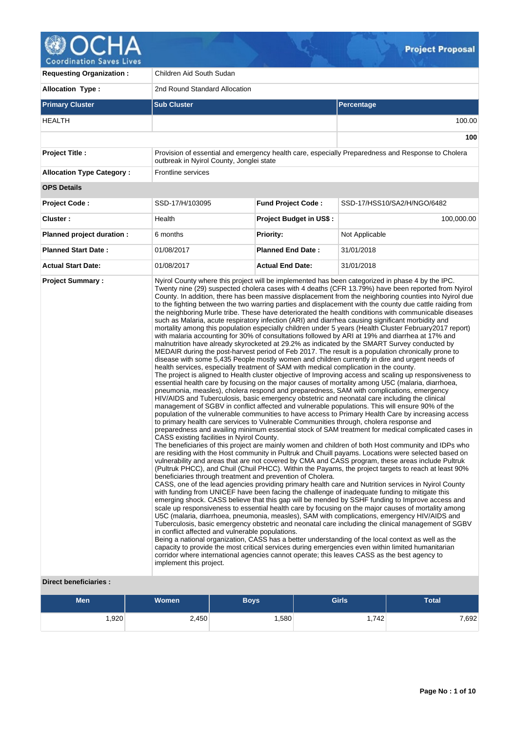# Project Proposal

| | | | |
|---|---|---|---|
| **Requesting Organization :** | Children Aid South Sudan | | |
| **Allocation Type :** | 2nd Round Standard Allocation | | |

| Primary Cluster | Sub Cluster | Percentage |
|---|---|---|
| HEALTH | | 100.00 |
| | | **100** |

| | | | |
|---|---|---|---|
| **Project Title :** | Provision of essential and emergency health care, especially Preparedness and Response to Cholera outbreak in Nyirol County, Jonglei state | | |
| **Allocation Type Category :** | Frontline services | | |

**OPS Details**

| | | | |
|---|---|---|---|
| **Project Code :** | SSD-17/H/103095 | **Fund Project Code :** | SSD-17/HSS10/SA2/H/NGO/6482 |
| **Cluster :** | Health | **Project Budget in US$ :** | 100,000.00 |
| **Planned project duration :** | 6 months | **Priority:** | Not Applicable |
| **Planned Start Date :** | 01/08/2017 | **Planned End Date :** | 31/01/2018 |
| **Actual Start Date:** | 01/08/2017 | **Actual End Date:** | 31/01/2018 |

**Project Summary :**

Nyirol County where this project will be implemented has been categorized in phase 4 by the IPC. Twenty nine (29) suspected cholera cases with 4 deaths (CFR 13.79%) have been reported from Nyirol County. In addition, there has been massive displacement from the neighboring counties into Nyirol due to the fighting between the two warring parties and displacement with the county due cattle raiding from the neighboring Murle tribe. These have deteriorated the health conditions with communicable diseases such as Malaria, acute respiratory infection (ARI) and diarrhea causing significant morbidity and mortality among this population especially children under 5 years (Health Cluster February2017 report) with malaria accounting for 30% of consultations followed by ARI at 19% and diarrhea at 17% and malnutrition have already skyrocketed at 29.2% as indicated by the SMART Survey conducted by MEDAIR during the post-harvest period of Feb 2017. The result is a population chronically prone to disease with some 5,435 People mostly women and children currently in dire and urgent needs of health services, especially treatment of SAM with medical complication in the county.
The project is aligned to Health cluster objective of Improving access and scaling up responsiveness to essential health care by focusing on the major causes of mortality among U5C (malaria, diarrhoea, pneumonia, measles), cholera respond and preparedness, SAM with complications, emergency HIV/AIDS and Tuberculosis, basic emergency obstetric and neonatal care including the clinical management of SGBV in conflict affected and vulnerable populations. This will ensure 90% of the population of the vulnerable communities to have access to Primary Health Care by increasing access to primary health care services to Vulnerable Communities through, cholera response and preparedness and availing minimum essential stock of SAM treatment for medical complicated cases in CASS existing facilities in Nyirol County.
The beneficiaries of this project are mainly women and children of both Host community and IDPs who are residing with the Host community in Pultruk and Chuill payams. Locations were selected based on vulnerability and areas that are not covered by CMA and CASS program, these areas include Pultruk (Pultruk PHCC), and Chuil (Chuil PHCC). Within the Payams, the project targets to reach at least 90% beneficiaries through treatment and prevention of Cholera.
CASS, one of the lead agencies providing primary health care and Nutrition services in Nyirol County with funding from UNICEF have been facing the challenge of inadequate funding to mitigate this emerging shock. CASS believe that this gap will be mended by SSHF funding to Improve access and scale up responsiveness to essential health care by focusing on the major causes of mortality among U5C (malaria, diarrhoea, pneumonia, measles), SAM with complications, emergency HIV/AIDS and Tuberculosis, basic emergency obstetric and neonatal care including the clinical management of SGBV in conflict affected and vulnerable populations.
Being a national organization, CASS has a better understanding of the local context as well as the capacity to provide the most critical services during emergencies even within limited humanitarian corridor where international agencies cannot operate; this leaves CASS as the best agency to implement this project.

**Direct beneficiaries :**

| Men | Women | Boys | Girls | Total |
|---|---|---|---|---|
| 1,920 | 2,450 | 1,580 | 1,742 | 7,692 |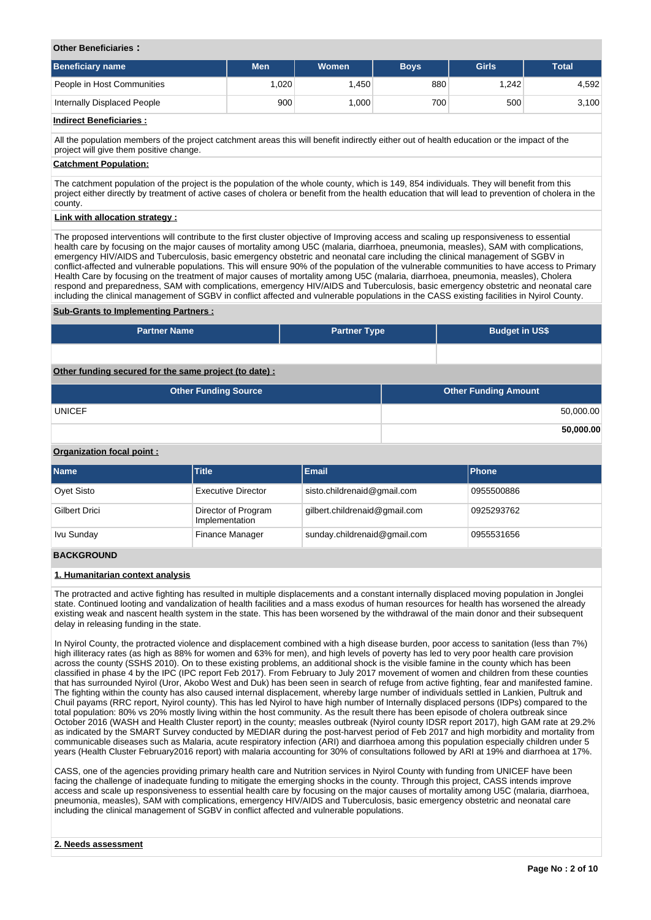**Other Beneficiaries :**

| Beneficiary name | Men | Women | Boys | Girls | Total |
|---|---|---|---|---|---|
| People in Host Communities | 1,020 | 1,450 | 880 | 1,242 | 4,592 |
| Internally Displaced People | 900 | 1,000 | 700 | 500 | 3,100 |

**Indirect Beneficiaries :**

All the population members of the project catchment areas this will benefit indirectly either out of health education or the impact of the project will give them positive change.

**Catchment Population:**

The catchment population of the project is the population of the whole county, which is 149, 854 individuals. They will benefit from this project either directly by treatment of active cases of cholera or benefit from the health education that will lead to prevention of cholera in the county.

**Link with allocation strategy :**

The proposed interventions will contribute to the first cluster objective of Improving access and scaling up responsiveness to essential health care by focusing on the major causes of mortality among U5C (malaria, diarrhoea, pneumonia, measles), SAM with complications, emergency HIV/AIDS and Tuberculosis, basic emergency obstetric and neonatal care including the clinical management of SGBV in conflict-affected and vulnerable populations. This will ensure 90% of the population of the vulnerable communities to have access to Primary Health Care by focusing on the treatment of major causes of mortality among U5C (malaria, diarrhoea, pneumonia, measles), Cholera respond and preparedness, SAM with complications, emergency HIV/AIDS and Tuberculosis, basic emergency obstetric and neonatal care including the clinical management of SGBV in conflict affected and vulnerable populations in the CASS existing facilities in Nyirol County.

**Sub-Grants to Implementing Partners :**

| Partner Name | Partner Type | Budget in US$ |
|---|---|---|
| | | |

**Other funding secured for the same project (to date) :**

| Other Funding Source | Other Funding Amount |
|---|---|
| UNICEF | 50,000.00 |
| | **50,000.00** |

**Organization focal point :**

| Name | Title | Email | Phone |
|---|---|---|---|
| Oyet Sisto | Executive Director | sisto.childrenaid@gmail.com | 0955500886 |
| Gilbert Drici | Director of Program Implementation | gilbert.childrenaid@gmail.com | 0925293762 |
| Ivu Sunday | Finance Manager | sunday.childrenaid@gmail.com | 0955531656 |

## BACKGROUND

### 1. Humanitarian context analysis

The protracted and active fighting has resulted in multiple displacements and a constant internally displaced moving population in Jonglei state. Continued looting and vandalization of health facilities and a mass exodus of human resources for health has worsened the already existing weak and nascent health system in the state. This has been worsened by the withdrawal of the main donor and their subsequent delay in releasing funding in the state.

In Nyirol County, the protracted violence and displacement combined with a high disease burden, poor access to sanitation (less than 7%) high illiteracy rates (as high as 88% for women and 63% for men), and high levels of poverty has led to very poor health care provision across the county (SSHS 2010). On to these existing problems, an additional shock is the visible famine in the county which has been classified in phase 4 by the IPC (IPC report Feb 2017). From February to July 2017 movement of women and children from these counties that has surrounded Nyirol (Uror, Akobo West and Duk) has been seen in search of refuge from active fighting, fear and manifested famine. The fighting within the county has also caused internal displacement, whereby large number of individuals settled in Lankien, Pultruk and Chuil payams (RRC report, Nyirol county). This has led Nyirol to have high number of Internally displaced persons (IDPs) compared to the total population: 80% vs 20% mostly living within the host community. As the result there has been episode of cholera outbreak since October 2016 (WASH and Health Cluster report) in the county; measles outbreak (Nyirol county IDSR report 2017), high GAM rate at 29.2% as indicated by the SMART Survey conducted by MEDIAR during the post-harvest period of Feb 2017 and high morbidity and mortality from communicable diseases such as Malaria, acute respiratory infection (ARI) and diarrhoea among this population especially children under 5 years (Health Cluster February2016 report) with malaria accounting for 30% of consultations followed by ARI at 19% and diarrhoea at 17%.

CASS, one of the agencies providing primary health care and Nutrition services in Nyirol County with funding from UNICEF have been facing the challenge of inadequate funding to mitigate the emerging shocks in the county. Through this project, CASS intends improve access and scale up responsiveness to essential health care by focusing on the major causes of mortality among U5C (malaria, diarrhoea, pneumonia, measles), SAM with complications, emergency HIV/AIDS and Tuberculosis, basic emergency obstetric and neonatal care including the clinical management of SGBV in conflict affected and vulnerable populations.

### 2. Needs assessment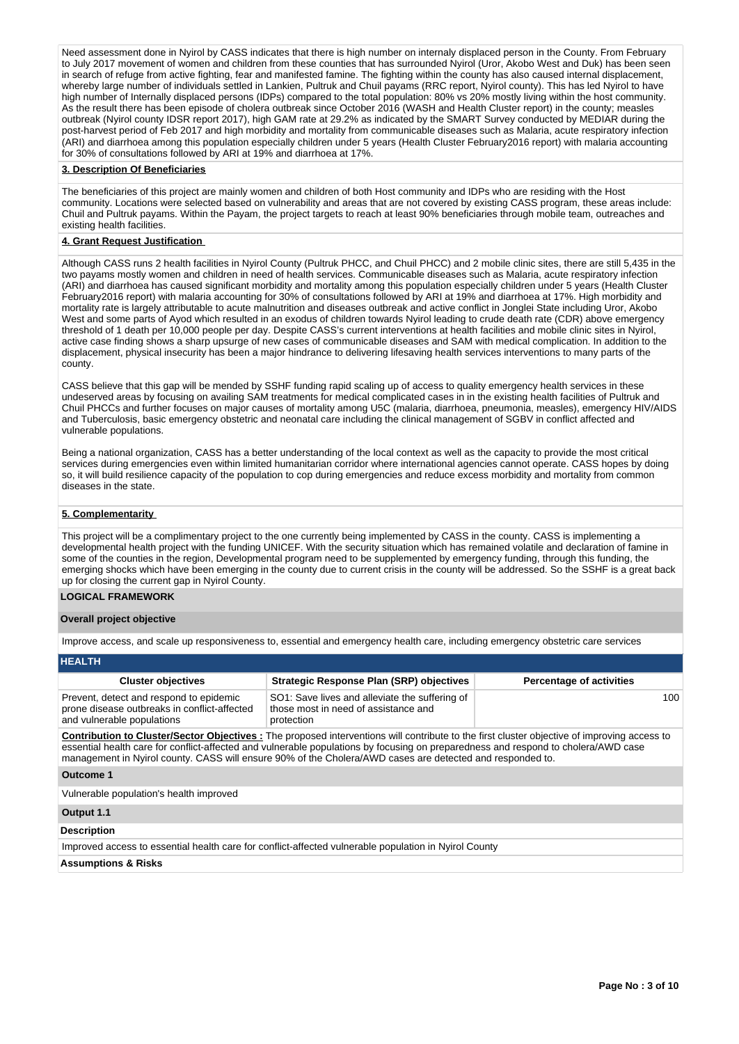Need assessment done in Nyirol by CASS indicates that there is high number on internaly displaced person in the County. From February to July 2017 movement of women and children from these counties that has surrounded Nyirol (Uror, Akobo West and Duk) has been seen in search of refuge from active fighting, fear and manifested famine. The fighting within the county has also caused internal displacement, whereby large number of individuals settled in Lankien, Pultruk and Chuil payams (RRC report, Nyirol county). This has led Nyirol to have high number of Internally displaced persons (IDPs) compared to the total population: 80% vs 20% mostly living within the host community. As the result there has been episode of cholera outbreak since October 2016 (WASH and Health Cluster report) in the county; measles outbreak (Nyirol county IDSR report 2017), high GAM rate at 29.2% as indicated by the SMART Survey conducted by MEDIAR during the post-harvest period of Feb 2017 and high morbidity and mortality from communicable diseases such as Malaria, acute respiratory infection (ARI) and diarrhoea among this population especially children under 5 years (Health Cluster February2016 report) with malaria accounting for 30% of consultations followed by ARI at 19% and diarrhoea at 17%.

**3. Description Of Beneficiaries**

The beneficiaries of this project are mainly women and children of both Host community and IDPs who are residing with the Host community. Locations were selected based on vulnerability and areas that are not covered by existing CASS program, these areas include: Chuil and Pultruk payams. Within the Payam, the project targets to reach at least 90% beneficiaries through mobile team, outreaches and existing health facilities.

**4. Grant Request Justification**

Although CASS runs 2 health facilities in Nyirol County (Pultruk PHCC, and Chuil PHCC) and 2 mobile clinic sites, there are still 5,435 in the two payams mostly women and children in need of health services. Communicable diseases such as Malaria, acute respiratory infection (ARI) and diarrhoea has caused significant morbidity and mortality among this population especially children under 5 years (Health Cluster February2016 report) with malaria accounting for 30% of consultations followed by ARI at 19% and diarrhoea at 17%. High morbidity and mortality rate is largely attributable to acute malnutrition and diseases outbreak and active conflict in Jonglei State including Uror, Akobo West and some parts of Ayod which resulted in an exodus of children towards Nyirol leading to crude death rate (CDR) above emergency threshold of 1 death per 10,000 people per day. Despite CASS's current interventions at health facilities and mobile clinic sites in Nyirol, active case finding shows a sharp upsurge of new cases of communicable diseases and SAM with medical complication. In addition to the displacement, physical insecurity has been a major hindrance to delivering lifesaving health services interventions to many parts of the county.

CASS believe that this gap will be mended by SSHF funding rapid scaling up of access to quality emergency health services in these undeserved areas by focusing on availing SAM treatments for medical complicated cases in in the existing health facilities of Pultruk and Chuil PHCCs and further focuses on major causes of mortality among U5C (malaria, diarrhoea, pneumonia, measles), emergency HIV/AIDS and Tuberculosis, basic emergency obstetric and neonatal care including the clinical management of SGBV in conflict affected and vulnerable populations.

Being a national organization, CASS has a better understanding of the local context as well as the capacity to provide the most critical services during emergencies even within limited humanitarian corridor where international agencies cannot operate. CASS hopes by doing so, it will build resilience capacity of the population to cop during emergencies and reduce excess morbidity and mortality from common diseases in the state.

**5. Complementarity**

This project will be a complimentary project to the one currently being implemented by CASS in the county. CASS is implementing a developmental health project with the funding UNICEF. With the security situation which has remained volatile and declaration of famine in some of the counties in the region, Developmental program need to be supplemented by emergency funding, through this funding, the emerging shocks which have been emerging in the county due to current crisis in the county will be addressed. So the SSHF is a great back up for closing the current gap in Nyirol County.

## LOGICAL FRAMEWORK

### Overall project objective

Improve access, and scale up responsiveness to, essential and emergency health care, including emergency obstetric care services

### HEALTH

| Cluster objectives | Strategic Response Plan (SRP) objectives | Percentage of activities |
|---|---|---|
| Prevent, detect and respond to epidemic prone disease outbreaks in conflict-affected and vulnerable populations | SO1: Save lives and alleviate the suffering of those most in need of assistance and protection | 100 |

**Contribution to Cluster/Sector Objectives :** The proposed interventions will contribute to the first cluster objective of improving access to essential health care for conflict-affected and vulnerable populations by focusing on preparedness and respond to cholera/AWD case management in Nyirol county. CASS will ensure 90% of the Cholera/AWD cases are detected and responded to.

**Outcome 1**

Vulnerable population's health improved

**Output 1.1**

**Description**

Improved access to essential health care for conflict-affected vulnerable population in Nyirol County

**Assumptions & Risks**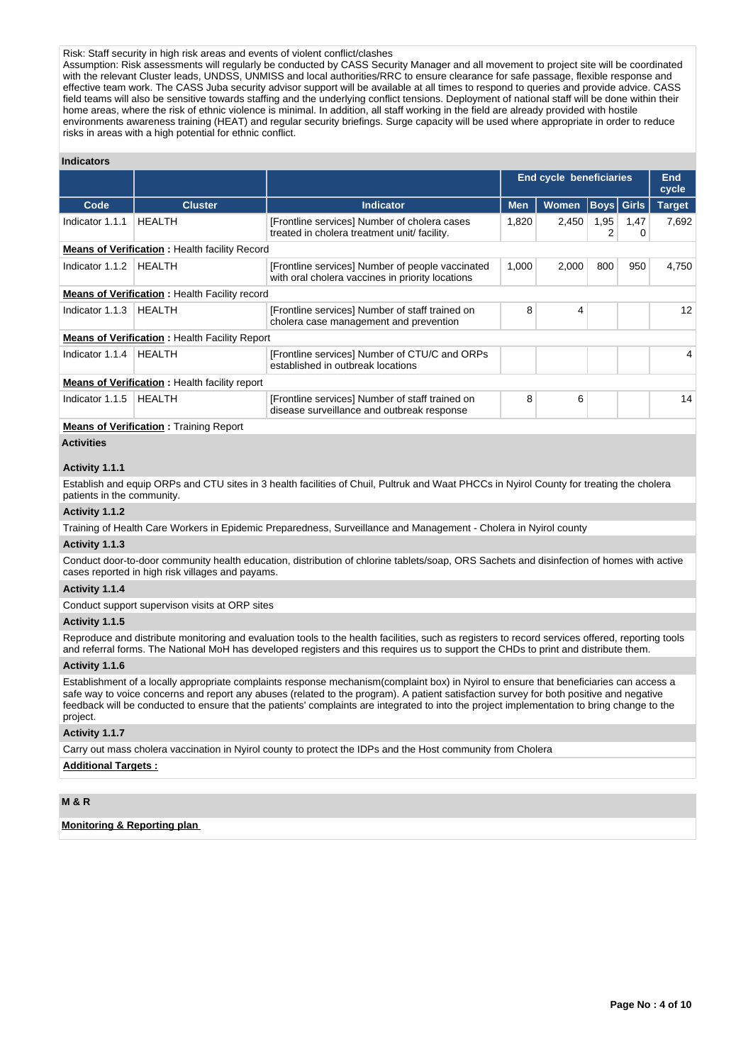Risk: Staff security in high risk areas and events of violent conflict/clashes
Assumption: Risk assessments will regularly be conducted by CASS Security Manager and all movement to project site will be coordinated with the relevant Cluster leads, UNDSS, UNMISS and local authorities/RRC to ensure clearance for safe passage, flexible response and effective team work. The CASS Juba security advisor support will be available at all times to respond to queries and provide advice. CASS field teams will also be sensitive towards staffing and the underlying conflict tensions. Deployment of national staff will be done within their home areas, where the risk of ethnic violence is minimal. In addition, all staff working in the field are already provided with hostile environments awareness training (HEAT) and regular security briefings. Surge capacity will be used where appropriate in order to reduce risks in areas with a high potential for ethnic conflict.

## Indicators

| | | | End cycle beneficiaries | | | | End cycle |
|---|---|---|---|---|---|---|---|
| Code | Cluster | Indicator | Men | Women | Boys | Girls | Target |
| Indicator 1.1.1 | HEALTH | [Frontline services] Number of cholera cases treated in cholera treatment unit/ facility. | 1,820 | 2,450 | 1,952 | 1,470 | 7,692 |
| **Means of Verification :** Health facility Record | | | | | | | |
| Indicator 1.1.2 | HEALTH | [Frontline services] Number of people vaccinated with oral cholera vaccines in priority locations | 1,000 | 2,000 | 800 | 950 | 4,750 |
| **Means of Verification :** Health Facility record | | | | | | | |
| Indicator 1.1.3 | HEALTH | [Frontline services] Number of staff trained on cholera case management and prevention | 8 | 4 | | | 12 |
| **Means of Verification :** Health Facility Report | | | | | | | |
| Indicator 1.1.4 | HEALTH | [Frontline services] Number of CTU/C and ORPs established in outbreak locations | | | | | 4 |
| **Means of Verification :** Health facility report | | | | | | | |
| Indicator 1.1.5 | HEALTH | [Frontline services] Number of staff trained on disease surveillance and outbreak response | 8 | 6 | | | 14 |
| **Means of Verification :** Training Report | | | | | | | |

## Activities

### Activity 1.1.1

Establish and equip ORPs and CTU sites in 3 health facilities of Chuil, Pultruk and Waat PHCCs in Nyirol County for treating the cholera patients in the community.

### Activity 1.1.2

Training of Health Care Workers in Epidemic Preparedness, Surveillance and Management - Cholera in Nyirol county

### Activity 1.1.3

Conduct door-to-door community health education, distribution of chlorine tablets/soap, ORS Sachets and disinfection of homes with active cases reported in high risk villages and payams.

### Activity 1.1.4

Conduct support supervison visits at ORP sites

### Activity 1.1.5

Reproduce and distribute monitoring and evaluation tools to the health facilities, such as registers to record services offered, reporting tools and referral forms. The National MoH has developed registers and this requires us to support the CHDs to print and distribute them.

### Activity 1.1.6

Establishment of a locally appropriate complaints response mechanism(complaint box) in Nyirol to ensure that beneficiaries can access a safe way to voice concerns and report any abuses (related to the program). A patient satisfaction survey for both positive and negative feedback will be conducted to ensure that the patients' complaints are integrated to into the project implementation to bring change to the project.

### Activity 1.1.7

Carry out mass cholera vaccination in Nyirol county to protect the IDPs and the Host community from Cholera

**Additional Targets :**

## M & R

**Monitoring & Reporting plan**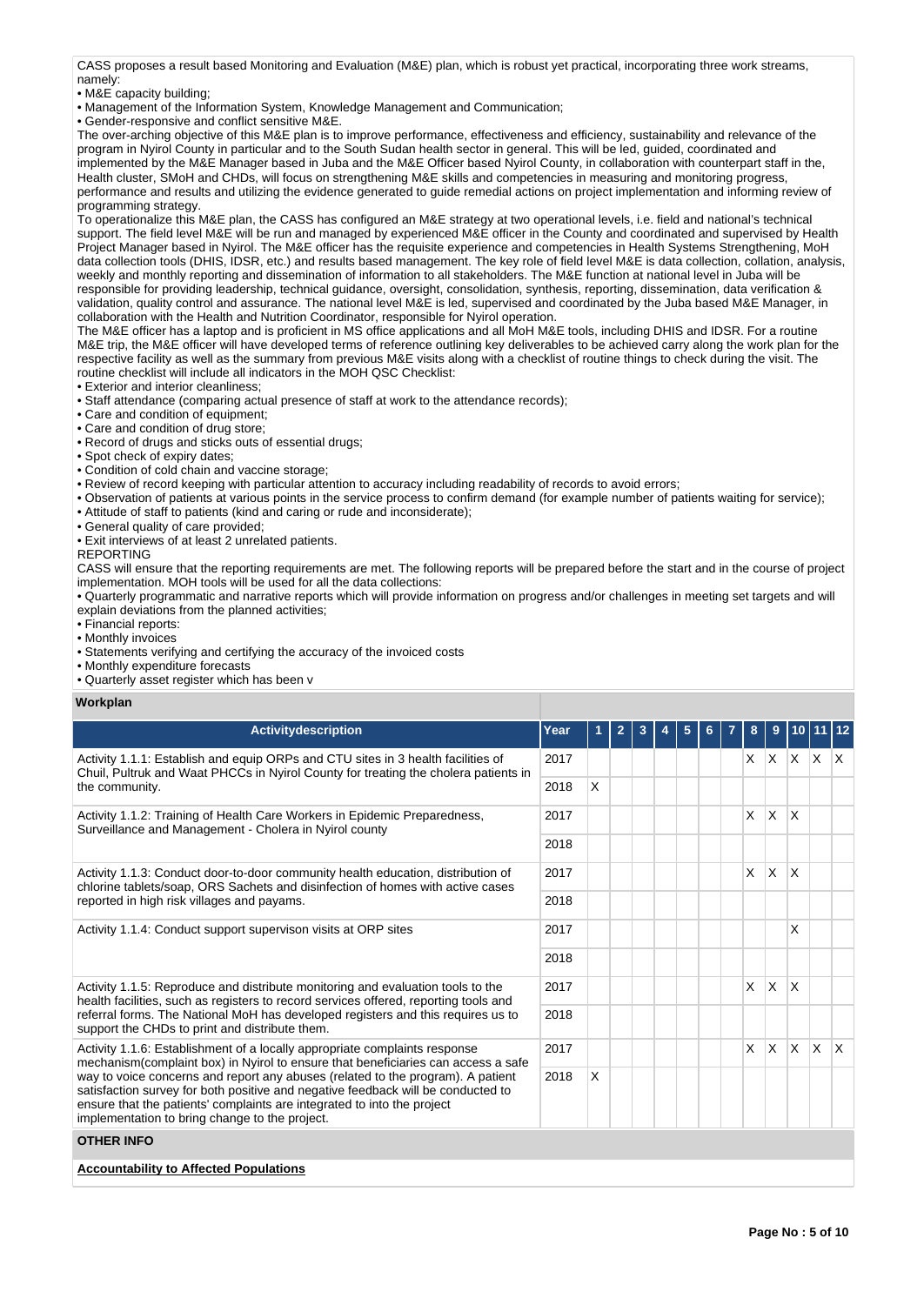CASS proposes a result based Monitoring and Evaluation (M&E) plan, which is robust yet practical, incorporating three work streams, namely:

- M&E capacity building;
- Management of the Information System, Knowledge Management and Communication;
- Gender-responsive and conflict sensitive M&E.

The over-arching objective of this M&E plan is to improve performance, effectiveness and efficiency, sustainability and relevance of the program in Nyirol County in particular and to the South Sudan health sector in general. This will be led, guided, coordinated and implemented by the M&E Manager based in Juba and the M&E Officer based Nyirol County, in collaboration with counterpart staff in the, Health cluster, SMoH and CHDs, will focus on strengthening M&E skills and competencies in measuring and monitoring progress, performance and results and utilizing the evidence generated to guide remedial actions on project implementation and informing review of programming strategy.

To operationalize this M&E plan, the CASS has configured an M&E strategy at two operational levels, i.e. field and national's technical support. The field level M&E will be run and managed by experienced M&E officer in the County and coordinated and supervised by Health Project Manager based in Nyirol. The M&E officer has the requisite experience and competencies in Health Systems Strengthening, MoH data collection tools (DHIS, IDSR, etc.) and results based management. The key role of field level M&E is data collection, collation, analysis, weekly and monthly reporting and dissemination of information to all stakeholders. The M&E function at national level in Juba will be responsible for providing leadership, technical guidance, oversight, consolidation, synthesis, reporting, dissemination, data verification & validation, quality control and assurance. The national level M&E is led, supervised and coordinated by the Juba based M&E Manager, in collaboration with the Health and Nutrition Coordinator, responsible for Nyirol operation.

The M&E officer has a laptop and is proficient in MS office applications and all MoH M&E tools, including DHIS and IDSR. For a routine M&E trip, the M&E officer will have developed terms of reference outlining key deliverables to be achieved carry along the work plan for the respective facility as well as the summary from previous M&E visits along with a checklist of routine things to check during the visit. The routine checklist will include all indicators in the MOH QSC Checklist:

- Exterior and interior cleanliness;
- Staff attendance (comparing actual presence of staff at work to the attendance records);
- Care and condition of equipment;
- Care and condition of drug store;
- Record of drugs and sticks outs of essential drugs;
- Spot check of expiry dates;
- Condition of cold chain and vaccine storage;
- Review of record keeping with particular attention to accuracy including readability of records to avoid errors;
- Observation of patients at various points in the service process to confirm demand (for example number of patients waiting for service);
- Attitude of staff to patients (kind and caring or rude and inconsiderate);
- General quality of care provided;
- Exit interviews of at least 2 unrelated patients.

REPORTING

CASS will ensure that the reporting requirements are met. The following reports will be prepared before the start and in the course of project implementation. MOH tools will be used for all the data collections:

- Quarterly programmatic and narrative reports which will provide information on progress and/or challenges in meeting set targets and will explain deviations from the planned activities;
- Financial reports:
- Monthly invoices
- Statements verifying and certifying the accuracy of the invoiced costs
- Monthly expenditure forecasts
- Quarterly asset register which has been v

## Workplan

| Activitydescription | Year | 1 | 2 | 3 | 4 | 5 | 6 | 7 | 8 | 9 | 10 | 11 | 12 |
|---|---|---|---|---|---|---|---|---|---|---|---|---|---|
| Activity 1.1.1: Establish and equip ORPs and CTU sites in 3 health facilities of Chuil, Pultruk and Waat PHCCs in Nyirol County for treating the cholera patients in the community. | 2017 | | | | | | | | X | X | X | X | X |
| | 2018 | X | | | | | | | | | | | |
| Activity 1.1.2: Training of Health Care Workers in Epidemic Preparedness, Surveillance and Management - Cholera in Nyirol county | 2017 | | | | | | | | X | X | X | | |
| | 2018 | | | | | | | | | | | | |
| Activity 1.1.3: Conduct door-to-door community health education, distribution of chlorine tablets/soap, ORS Sachets and disinfection of homes with active cases reported in high risk villages and payams. | 2017 | | | | | | | | X | X | X | | |
| | 2018 | | | | | | | | | | | | |
| Activity 1.1.4: Conduct support supervison visits at ORP sites | 2017 | | | | | | | | | | X | | |
| | 2018 | | | | | | | | | | | | |
| Activity 1.1.5: Reproduce and distribute monitoring and evaluation tools to the health facilities, such as registers to record services offered, reporting tools and referral forms. The National MoH has developed registers and this requires us to support the CHDs to print and distribute them. | 2017 | | | | | | | | X | X | X | | |
| | 2018 | | | | | | | | | | | | |
| Activity 1.1.6: Establishment of a locally appropriate complaints response mechanism(complaint box) in Nyirol to ensure that beneficiaries can access a safe way to voice concerns and report any abuses (related to the program). A patient satisfaction survey for both positive and negative feedback will be conducted to ensure that the patients' complaints are integrated to into the project implementation to bring change to the project. | 2017 | | | | | | | | X | X | X | X | X |
| | 2018 | X | | | | | | | | | | | |

## OTHER INFO

**Accountability to Affected Populations**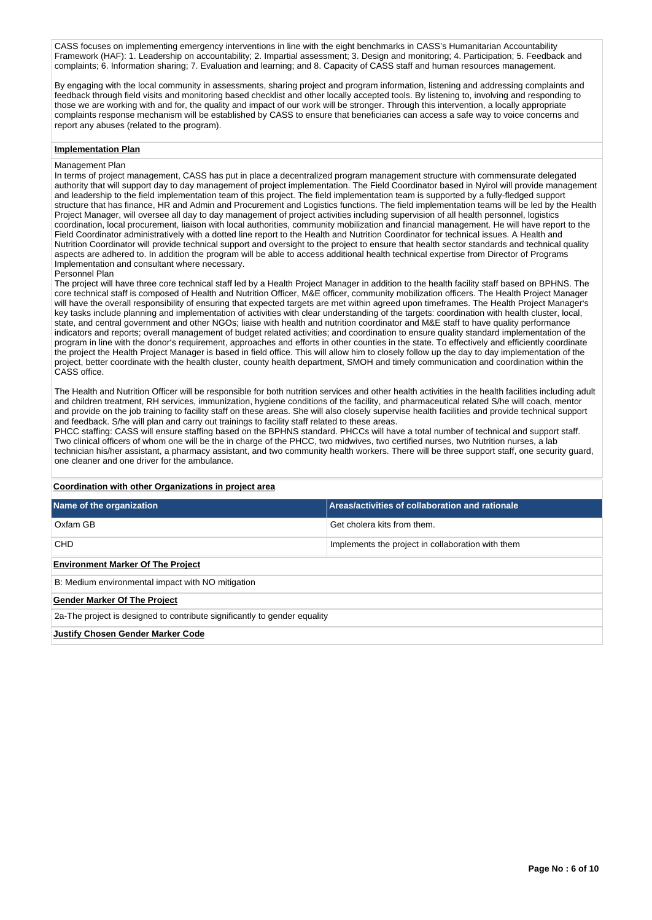CASS focuses on implementing emergency interventions in line with the eight benchmarks in CASS's Humanitarian Accountability Framework (HAF): 1. Leadership on accountability; 2. Impartial assessment; 3. Design and monitoring; 4. Participation; 5. Feedback and complaints; 6. Information sharing; 7. Evaluation and learning; and 8. Capacity of CASS staff and human resources management.

By engaging with the local community in assessments, sharing project and program information, listening and addressing complaints and feedback through field visits and monitoring based checklist and other locally accepted tools. By listening to, involving and responding to those we are working with and for, the quality and impact of our work will be stronger. Through this intervention, a locally appropriate complaints response mechanism will be established by CASS to ensure that beneficiaries can access a safe way to voice concerns and report any abuses (related to the program).

**Implementation Plan**

Management Plan
In terms of project management, CASS has put in place a decentralized program management structure with commensurate delegated authority that will support day to day management of project implementation. The Field Coordinator based in Nyirol will provide management and leadership to the field implementation team of this project. The field implementation team is supported by a fully-fledged support structure that has finance, HR and Admin and Procurement and Logistics functions. The field implementation teams will be led by the Health Project Manager, will oversee all day to day management of project activities including supervision of all health personnel, logistics coordination, local procurement, liaison with local authorities, community mobilization and financial management. He will have report to the Field Coordinator administratively with a dotted line report to the Health and Nutrition Coordinator for technical issues. A Health and Nutrition Coordinator will provide technical support and oversight to the project to ensure that health sector standards and technical quality aspects are adhered to. In addition the program will be able to access additional health technical expertise from Director of Programs Implementation and consultant where necessary.
Personnel Plan
The project will have three core technical staff led by a Health Project Manager in addition to the health facility staff based on BPHNS. The core technical staff is composed of Health and Nutrition Officer, M&E officer, community mobilization officers. The Health Project Manager will have the overall responsibility of ensuring that expected targets are met within agreed upon timeframes. The Health Project Manager's key tasks include planning and implementation of activities with clear understanding of the targets: coordination with health cluster, local, state, and central government and other NGOs; liaise with health and nutrition coordinator and M&E staff to have quality performance indicators and reports; overall management of budget related activities; and coordination to ensure quality standard implementation of the program in line with the donor's requirement, approaches and efforts in other counties in the state. To effectively and efficiently coordinate the project the Health Project Manager is based in field office. This will allow him to closely follow up the day to day implementation of the project, better coordinate with the health cluster, county health department, SMOH and timely communication and coordination within the CASS office.

The Health and Nutrition Officer will be responsible for both nutrition services and other health activities in the health facilities including adult and children treatment, RH services, immunization, hygiene conditions of the facility, and pharmaceutical related S/he will coach, mentor and provide on the job training to facility staff on these areas. She will also closely supervise health facilities and provide technical support and feedback. S/he will plan and carry out trainings to facility staff related to these areas.
PHCC staffing: CASS will ensure staffing based on the BPHNS standard. PHCCs will have a total number of technical and support staff. Two clinical officers of whom one will be the in charge of the PHCC, two midwives, two certified nurses, two Nutrition nurses, a lab technician his/her assistant, a pharmacy assistant, and two community health workers. There will be three support staff, one security guard, one cleaner and one driver for the ambulance.

**Coordination with other Organizations in project area**

| Name of the organization | Areas/activities of collaboration and rationale |
|---|---|
| Oxfam GB | Get cholera kits from them. |
| CHD | Implements the project in collaboration with them |

**Environment Marker Of The Project**

B: Medium environmental impact with NO mitigation

**Gender Marker Of The Project**

2a-The project is designed to contribute significantly to gender equality

**Justify Chosen Gender Marker Code**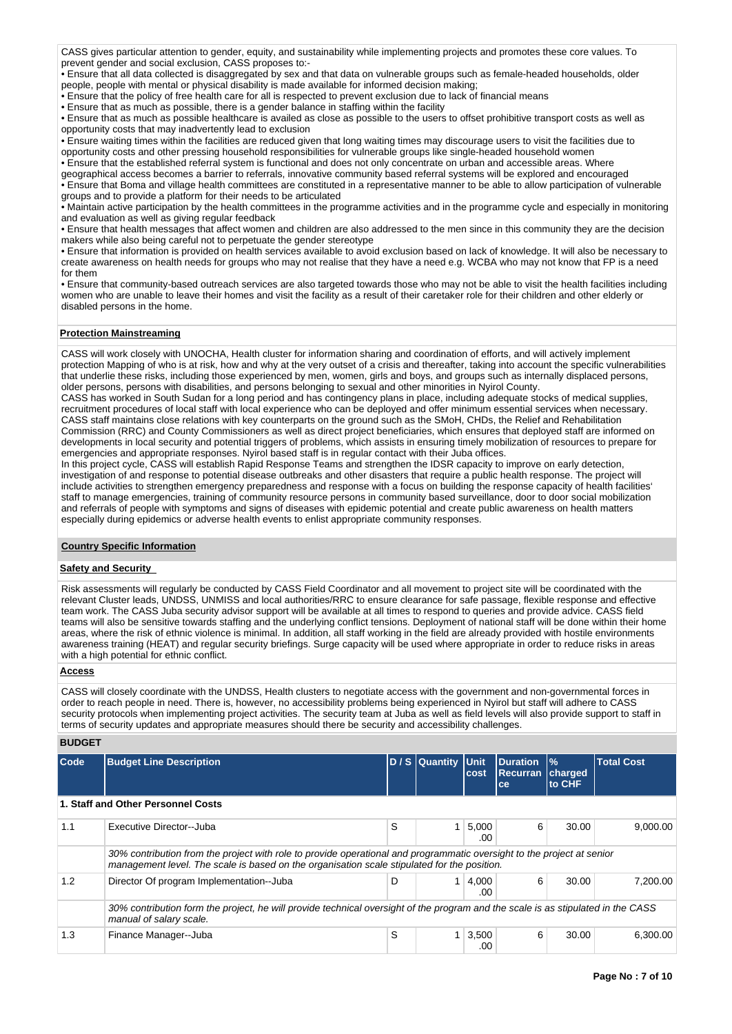CASS gives particular attention to gender, equity, and sustainability while implementing projects and promotes these core values. To prevent gender and social exclusion, CASS proposes to:-

• Ensure that all data collected is disaggregated by sex and that data on vulnerable groups such as female-headed households, older people, people with mental or physical disability is made available for informed decision making;
• Ensure that the policy of free health care for all is respected to prevent exclusion due to lack of financial means
• Ensure that as much as possible, there is a gender balance in staffing within the facility
• Ensure that as much as possible healthcare is availed as close as possible to the users to offset prohibitive transport costs as well as opportunity costs that may inadvertently lead to exclusion
• Ensure waiting times within the facilities are reduced given that long waiting times may discourage users to visit the facilities due to opportunity costs and other pressing household responsibilities for vulnerable groups like single-headed household women
• Ensure that the established referral system is functional and does not only concentrate on urban and accessible areas. Where geographical access becomes a barrier to referrals, innovative community based referral systems will be explored and encouraged
• Ensure that Boma and village health committees are constituted in a representative manner to be able to allow participation of vulnerable groups and to provide a platform for their needs to be articulated
• Maintain active participation by the health committees in the programme activities and in the programme cycle and especially in monitoring and evaluation as well as giving regular feedback
• Ensure that health messages that affect women and children are also addressed to the men since in this community they are the decision makers while also being careful not to perpetuate the gender stereotype
• Ensure that information is provided on health services available to avoid exclusion based on lack of knowledge. It will also be necessary to create awareness on health needs for groups who may not realise that they have a need e.g. WCBA who may not know that FP is a need for them
• Ensure that community-based outreach services are also targeted towards those who may not be able to visit the health facilities including women who are unable to leave their homes and visit the facility as a result of their caretaker role for their children and other elderly or disabled persons in the home.

**Protection Mainstreaming**

CASS will work closely with UNOCHA, Health cluster for information sharing and coordination of efforts, and will actively implement protection Mapping of who is at risk, how and why at the very outset of a crisis and thereafter, taking into account the specific vulnerabilities that underlie these risks, including those experienced by men, women, girls and boys, and groups such as internally displaced persons, older persons, persons with disabilities, and persons belonging to sexual and other minorities in Nyirol County.
CASS has worked in South Sudan for a long period and has contingency plans in place, including adequate stocks of medical supplies, recruitment procedures of local staff with local experience who can be deployed and offer minimum essential services when necessary. CASS staff maintains close relations with key counterparts on the ground such as the SMoH, CHDs, the Relief and Rehabilitation Commission (RRC) and County Commissioners as well as direct project beneficiaries, which ensures that deployed staff are informed on developments in local security and potential triggers of problems, which assists in ensuring timely mobilization of resources to prepare for emergencies and appropriate responses. Nyirol based staff is in regular contact with their Juba offices.
In this project cycle, CASS will establish Rapid Response Teams and strengthen the IDSR capacity to improve on early detection, investigation of and response to potential disease outbreaks and other disasters that require a public health response. The project will include activities to strengthen emergency preparedness and response with a focus on building the response capacity of health facilities' staff to manage emergencies, training of community resource persons in community based surveillance, door to door social mobilization and referrals of people with symptoms and signs of diseases with epidemic potential and create public awareness on health matters especially during epidemics or adverse health events to enlist appropriate community responses.

**Country Specific Information**

**Safety and Security**

Risk assessments will regularly be conducted by CASS Field Coordinator and all movement to project site will be coordinated with the relevant Cluster leads, UNDSS, UNMISS and local authorities/RRC to ensure clearance for safe passage, flexible response and effective team work. The CASS Juba security advisor support will be available at all times to respond to queries and provide advice. CASS field teams will also be sensitive towards staffing and the underlying conflict tensions. Deployment of national staff will be done within their home areas, where the risk of ethnic violence is minimal. In addition, all staff working in the field are already provided with hostile environments awareness training (HEAT) and regular security briefings. Surge capacity will be used where appropriate in order to reduce risks in areas with a high potential for ethnic conflict.

**Access**

CASS will closely coordinate with the UNDSS, Health clusters to negotiate access with the government and non-governmental forces in order to reach people in need. There is, however, no accessibility problems being experienced in Nyirol but staff will adhere to CASS security protocols when implementing project activities. The security team at Juba as well as field levels will also provide support to staff in terms of security updates and appropriate measures should there be security and accessibility challenges.

**BUDGET**

| Code | Budget Line Description | D / S | Quantity | Unit cost | Duration Recurrance | % charged to CHF | Total Cost |
|---|---|---|---|---|---|---|---|
| **1. Staff and Other Personnel Costs** | | | | | | | |
| 1.1 | Executive Director--Juba | S | 1 | 5,000.00 | 6 | 30.00 | 9,000.00 |
| | *30% contribution from the project with role to provide operational and programmatic oversight to the project at senior management level. The scale is based on the organisation scale stipulated for the position.* | | | | | | |
| 1.2 | Director Of program Implementation--Juba | D | 1 | 4,000.00 | 6 | 30.00 | 7,200.00 |
| | *30% contribution form the project, he will provide technical oversight of the program and the scale is as stipulated in the CASS manual of salary scale.* | | | | | | |
| 1.3 | Finance Manager--Juba | S | 1 | 3,500.00 | 6 | 30.00 | 6,300.00 |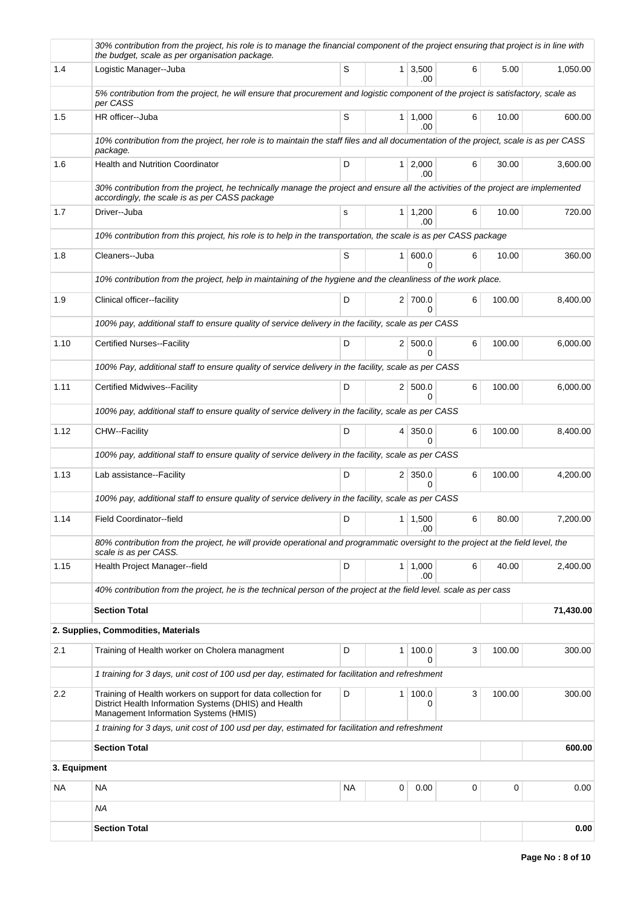| | | | | | | | |
|---|---|---|---|---|---|---|---|
| | *30% contribution from the project, his role is to manage the financial component of the project ensuring that project is in line with the budget, scale as per organisation package.* | | | | | | |
| 1.4 | Logistic Manager--Juba | S | 1 | 3,500.00 | 6 | 5.00 | 1,050.00 |
| | *5% contribution from the project, he will ensure that procurement and logistic component of the project is satisfactory, scale as per CASS* | | | | | | |
| 1.5 | HR officer--Juba | S | 1 | 1,000.00 | 6 | 10.00 | 600.00 |
| | *10% contribution from the project, her role is to maintain the staff files and all documentation of the project, scale is as per CASS package.* | | | | | | |
| 1.6 | Health and Nutrition Coordinator | D | 1 | 2,000.00 | 6 | 30.00 | 3,600.00 |
| | *30% contribution from the project, he technically manage the project and ensure all the activities of the project are implemented accordingly, the scale is as per CASS package* | | | | | | |
| 1.7 | Driver--Juba | s | 1 | 1,200.00 | 6 | 10.00 | 720.00 |
| | *10% contribution from this project, his role is to help in the transportation, the scale is as per CASS package* | | | | | | |
| 1.8 | Cleaners--Juba | S | 1 | 600.00 | 6 | 10.00 | 360.00 |
| | *10% contribution from the project, help in maintaining of the hygiene and the cleanliness of the work place.* | | | | | | |
| 1.9 | Clinical officer--facility | D | 2 | 700.00 | 6 | 100.00 | 8,400.00 |
| | *100% pay, additional staff to ensure quality of service delivery in the facility, scale as per CASS* | | | | | | |
| 1.10 | Certified Nurses--Facility | D | 2 | 500.00 | 6 | 100.00 | 6,000.00 |
| | *100% Pay, additional staff to ensure quality of service delivery in the facility, scale as per CASS* | | | | | | |
| 1.11 | Certified Midwives--Facility | D | 2 | 500.00 | 6 | 100.00 | 6,000.00 |
| | *100% pay, additional staff to ensure quality of service delivery in the facility, scale as per CASS* | | | | | | |
| 1.12 | CHW--Facility | D | 4 | 350.00 | 6 | 100.00 | 8,400.00 |
| | *100% pay, additional staff to ensure quality of service delivery in the facility, scale as per CASS* | | | | | | |
| 1.13 | Lab assistance--Facility | D | 2 | 350.00 | 6 | 100.00 | 4,200.00 |
| | *100% pay, additional staff to ensure quality of service delivery in the facility, scale as per CASS* | | | | | | |
| 1.14 | Field Coordinator--field | D | 1 | 1,500.00 | 6 | 80.00 | 7,200.00 |
| | *80% contribution from the project, he will provide operational and programmatic oversight to the project at the field level, the scale is as per CASS.* | | | | | | |
| 1.15 | Health Project Manager--field | D | 1 | 1,000.00 | 6 | 40.00 | 2,400.00 |
| | *40% contribution from the project, he is the technical person of the project at the field level. scale as per cass* | | | | | | |
| | **Section Total** | | | | | | **71,430.00** |
| | **2. Supplies, Commodities, Materials** | | | | | | |
| 2.1 | Training of Health worker on Cholera managment | D | 1 | 100.00 | 3 | 100.00 | 300.00 |
| | *1 training for 3 days, unit cost of 100 usd per day, estimated for facilitation and refreshment* | | | | | | |
| 2.2 | Training of Health workers on support for data collection for District Health Information Systems (DHIS) and Health Management Information Systems (HMIS) | D | 1 | 100.00 | 3 | 100.00 | 300.00 |
| | *1 training for 3 days, unit cost of 100 usd per day, estimated for facilitation and refreshment* | | | | | | |
| | **Section Total** | | | | | | **600.00** |
| **3. Equipment** | | | | | | | |
| NA | NA | NA | 0 | 0.00 | 0 | 0 | 0.00 |
| | *NA* | | | | | | |
| | **Section Total** | | | | | | **0.00** |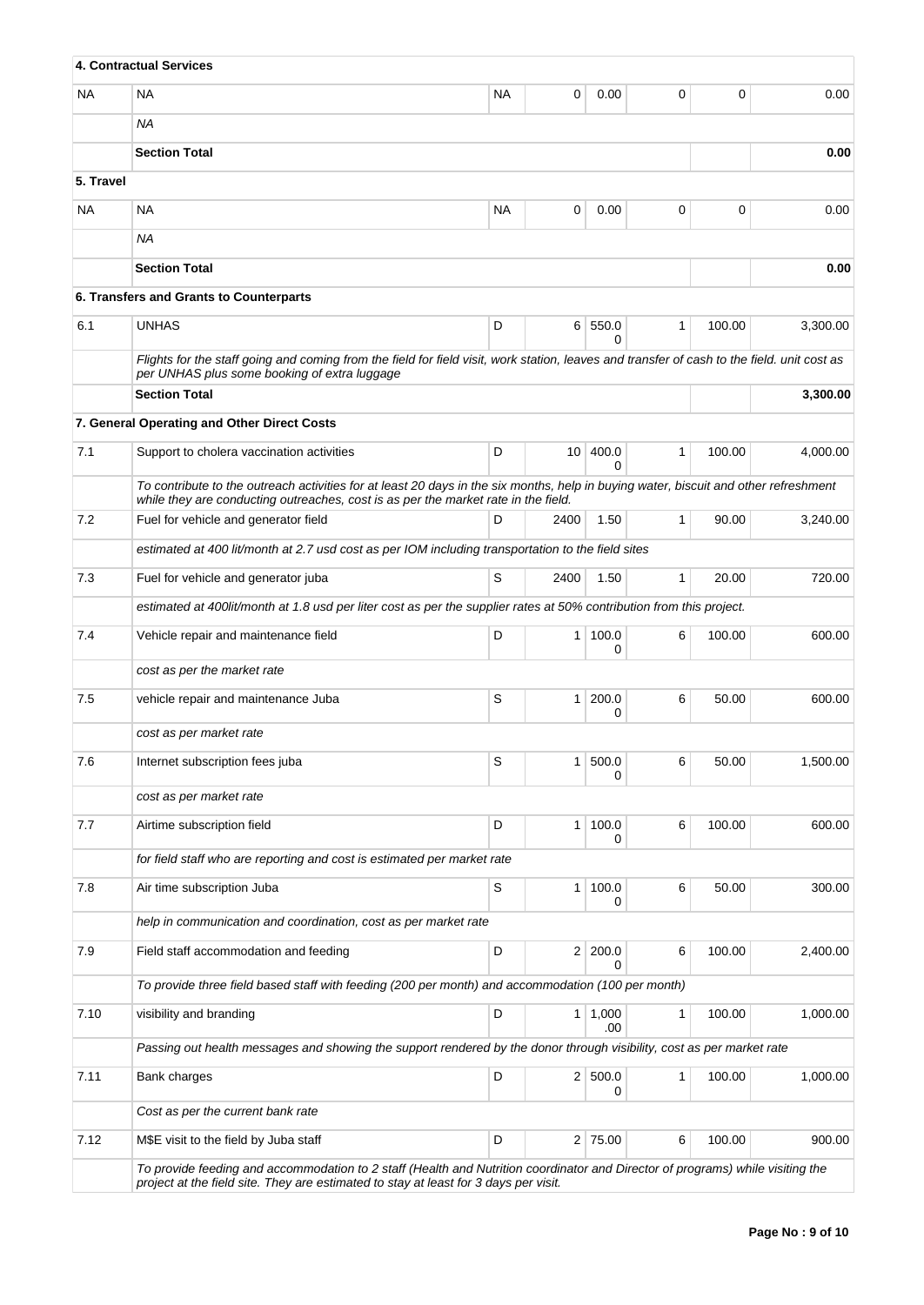| | | | | | | | |
|---|---|---|---|---|---|---|---|
| **4. Contractual Services** | | | | | | | |
| NA | NA | NA | 0 | 0.00 | 0 | 0 | 0.00 |
| | *NA* | | | | | | |
| | **Section Total** | | | | | | **0.00** |
| **5. Travel** | | | | | | | |
| NA | NA | NA | 0 | 0.00 | 0 | 0 | 0.00 |
| | *NA* | | | | | | |
| | **Section Total** | | | | | | **0.00** |
| **6. Transfers and Grants to Counterparts** | | | | | | | |
| 6.1 | UNHAS | D | 6 | 550.00 | 1 | 100.00 | 3,300.00 |
| | *Flights for the staff going and coming from the field for field visit, work station, leaves and transfer of cash to the field. unit cost as per UNHAS plus some booking of extra luggage* | | | | | | |
| | **Section Total** | | | | | | **3,300.00** |
| **7. General Operating and Other Direct Costs** | | | | | | | |
| 7.1 | Support to cholera vaccination activities | D | 10 | 400.00 | 1 | 100.00 | 4,000.00 |
| | *To contribute to the outreach activities for at least 20 days in the six months, help in buying water, biscuit and other refreshment while they are conducting outreaches, cost is as per the market rate in the field.* | | | | | | |
| 7.2 | Fuel for vehicle and generator field | D | 2400 | 1.50 | 1 | 90.00 | 3,240.00 |
| | *estimated at 400 lit/month at 2.7 usd cost as per IOM including transportation to the field sites* | | | | | | |
| 7.3 | Fuel for vehicle and generator juba | S | 2400 | 1.50 | 1 | 20.00 | 720.00 |
| | *estimated at 400lit/month at 1.8 usd per liter cost as per the supplier rates at 50% contribution from this project.* | | | | | | |
| 7.4 | Vehicle repair and maintenance field | D | 1 | 100.00 | 6 | 100.00 | 600.00 |
| | *cost as per the market rate* | | | | | | |
| 7.5 | vehicle repair and maintenance Juba | S | 1 | 200.00 | 6 | 50.00 | 600.00 |
| | *cost as per market rate* | | | | | | |
| 7.6 | Internet subscription fees juba | S | 1 | 500.00 | 6 | 50.00 | 1,500.00 |
| | *cost as per market rate* | | | | | | |
| 7.7 | Airtime subscription field | D | 1 | 100.00 | 6 | 100.00 | 600.00 |
| | *for field staff who are reporting and cost is estimated per market rate* | | | | | | |
| 7.8 | Air time subscription Juba | S | 1 | 100.00 | 6 | 50.00 | 300.00 |
| | *help in communication and coordination, cost as per market rate* | | | | | | |
| 7.9 | Field staff accommodation and feeding | D | 2 | 200.00 | 6 | 100.00 | 2,400.00 |
| | *To provide three field based staff with feeding (200 per month) and accommodation (100 per month)* | | | | | | |
| 7.10 | visibility and branding | D | 1 | 1,000.00 | 1 | 100.00 | 1,000.00 |
| | *Passing out health messages and showing the support rendered by the donor through visibility, cost as per market rate* | | | | | | |
| 7.11 | Bank charges | D | 2 | 500.00 | 1 | 100.00 | 1,000.00 |
| | *Cost as per the current bank rate* | | | | | | |
| 7.12 | M$E visit to the field by Juba staff | D | 2 | 75.00 | 6 | 100.00 | 900.00 |
| | *To provide feeding and accommodation to 2 staff (Health and Nutrition coordinator and Director of programs) while visiting the project at the field site. They are estimated to stay at least for 3 days per visit.* | | | | | | |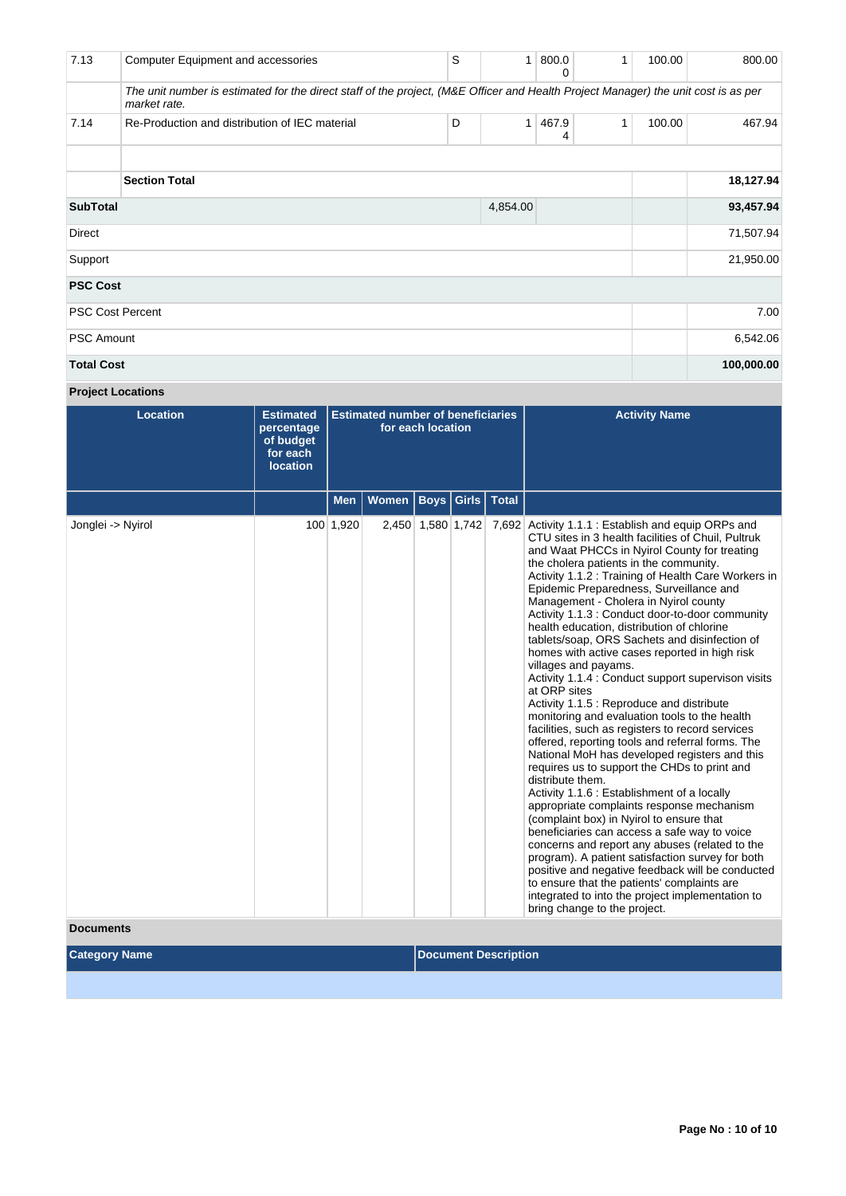| | | | | | | | |
|---|---|---|---|---|---|---|---|
| 7.13 | Computer Equipment and accessories | S | 1 | 800.00 | 1 | 100.00 | 800.00 |
| | *The unit number is estimated for the direct staff of the project, (M&E Officer and Health Project Manager) the unit cost is as per market rate.* | | | | | | |
| 7.14 | Re-Production and distribution of IEC material | D | 1 | 467.94 | 1 | 100.00 | 467.94 |
| | | | | | | | |
| | **Section Total** | | | | | | **18,127.94** |
| **SubTotal** | | | 4,854.00 | | | | **93,457.94** |
| Direct | | | | | | | 71,507.94 |
| Support | | | | | | | 21,950.00 |
| **PSC Cost** | | | | | | | |
| PSC Cost Percent | | | | | | | 7.00 |
| PSC Amount | | | | | | | 6,542.06 |
| **Total Cost** | | | | | | | **100,000.00** |

**Project Locations**

| Location | Estimated percentage of budget for each location | Estimated number of beneficiaries for each location | | | | | Activity Name |
|---|---|---|---|---|---|---|---|
| | | Men | Women | Boys | Girls | Total | |
| Jonglei -> Nyirol | 100 | 1,920 | 2,450 | 1,580 | 1,742 | 7,692 | Activity 1.1.1 : Establish and equip ORPs and CTU sites in 3 health facilities of Chuil, Pultruk and Waat PHCCs in Nyirol County for treating the cholera patients in the community.<br>Activity 1.1.2 : Training of Health Care Workers in Epidemic Preparedness, Surveillance and Management - Cholera in Nyirol county<br>Activity 1.1.3 : Conduct door-to-door community health education, distribution of chlorine tablets/soap, ORS Sachets and disinfection of homes with active cases reported in high risk villages and payams.<br>Activity 1.1.4 : Conduct support supervison visits at ORP sites<br>Activity 1.1.5 : Reproduce and distribute monitoring and evaluation tools to the health facilities, such as registers to record services offered, reporting tools and referral forms. The National MoH has developed registers and this requires us to support the CHDs to print and distribute them.<br>Activity 1.1.6 : Establishment of a locally appropriate complaints response mechanism (complaint box) in Nyirol to ensure that beneficiaries can access a safe way to voice concerns and report any abuses (related to the program). A patient satisfaction survey for both positive and negative feedback will be conducted to ensure that the patients' complaints are integrated to into the project implementation to bring change to the project. |

**Documents**

| Category Name | Document Description |
|---|---|
| | |